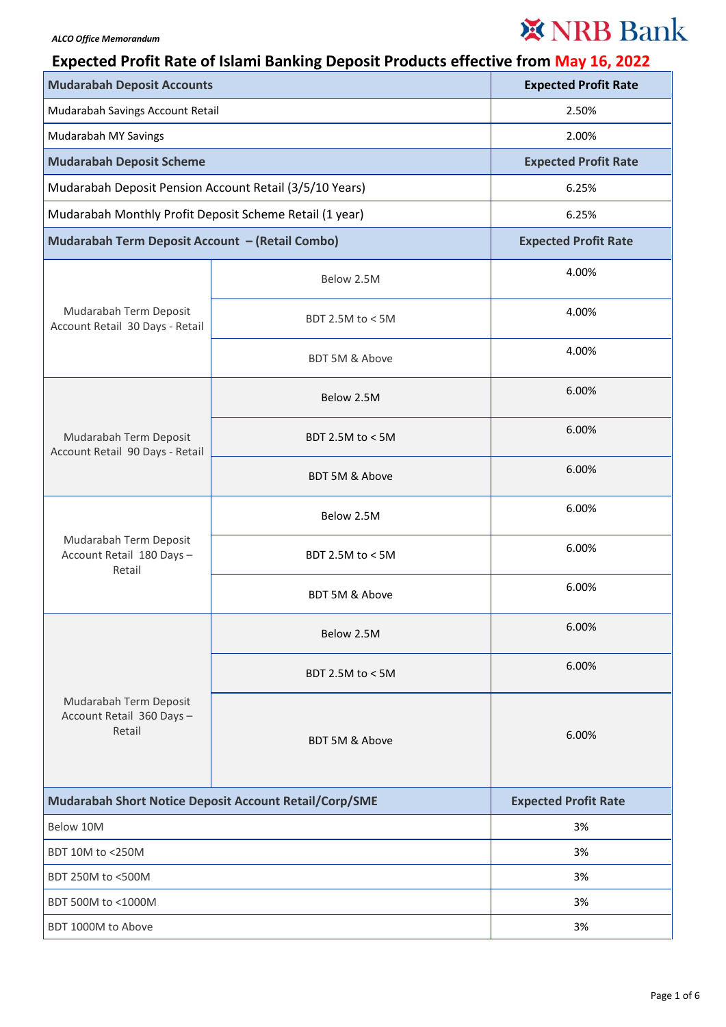*ALCO Office Memorandum*

NRB Bank

# Expected Profit Rate of Islami Banking Deposit Products effective from May 16, 2022

| Mudarabah Deposit Accounts | | Expected Profit Rate |
|---|---|---|
| Mudarabah Savings Account Retail | | 2.50% |
| Mudarabah MY Savings | | 2.00% |
| **Mudarabah Deposit Scheme** | | **Expected Profit Rate** |
| Mudarabah Deposit Pension Account Retail (3/5/10 Years) | | 6.25% |
| Mudarabah Monthly Profit Deposit Scheme Retail (1 year) | | 6.25% |
| **Mudarabah Term Deposit Account – (Retail Combo)** | | **Expected Profit Rate** |
| Mudarabah Term Deposit Account Retail 30 Days - Retail | Below 2.5M | 4.00% |
| | BDT 2.5M to < 5M | 4.00% |
| | BDT 5M & Above | 4.00% |
| Mudarabah Term Deposit Account Retail 90 Days - Retail | Below 2.5M | 6.00% |
| | BDT 2.5M to < 5M | 6.00% |
| | BDT 5M & Above | 6.00% |
| Mudarabah Term Deposit Account Retail 180 Days – Retail | Below 2.5M | 6.00% |
| | BDT 2.5M to < 5M | 6.00% |
| | BDT 5M & Above | 6.00% |
| Mudarabah Term Deposit Account Retail 360 Days – Retail | Below 2.5M | 6.00% |
| | BDT 2.5M to < 5M | 6.00% |
| | BDT 5M & Above | 6.00% |
| **Mudarabah Short Notice Deposit Account Retail/Corp/SME** | | **Expected Profit Rate** |
| Below 10M | | 3% |
| BDT 10M to <250M | | 3% |
| BDT 250M to <500M | | 3% |
| BDT 500M to <1000M | | 3% |
| BDT 1000M to Above | | 3% |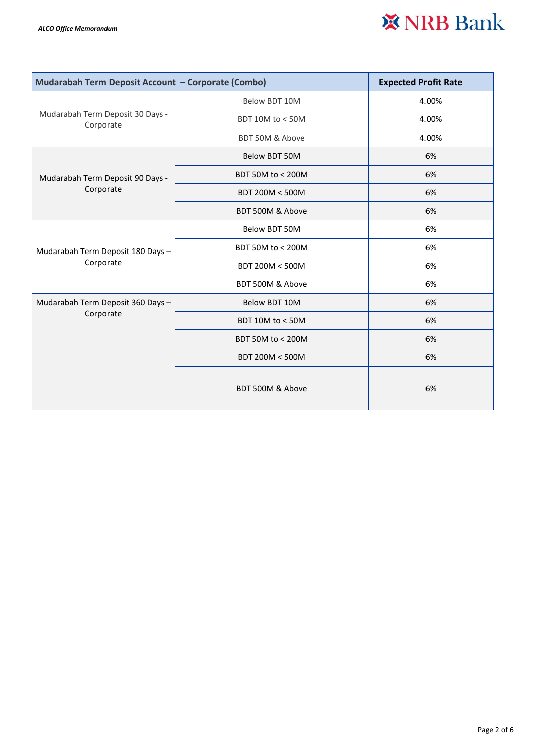| Mudarabah Term Deposit Account – Corporate (Combo) | | Expected Profit Rate |
|---|---|---|
| Mudarabah Term Deposit 30 Days - Corporate | Below BDT 10M | 4.00% |
| | BDT 10M to < 50M | 4.00% |
| | BDT 50M & Above | 4.00% |
| Mudarabah Term Deposit 90 Days - Corporate | Below BDT 50M | 6% |
| | BDT 50M to < 200M | 6% |
| | BDT 200M < 500M | 6% |
| | BDT 500M & Above | 6% |
| Mudarabah Term Deposit 180 Days – Corporate | Below BDT 50M | 6% |
| | BDT 50M to < 200M | 6% |
| | BDT 200M < 500M | 6% |
| | BDT 500M & Above | 6% |
| Mudarabah Term Deposit 360 Days – Corporate | Below BDT 10M | 6% |
| | BDT 10M to < 50M | 6% |
| | BDT 50M to < 200M | 6% |
| | BDT 200M < 500M | 6% |
| | BDT 500M & Above | 6% |